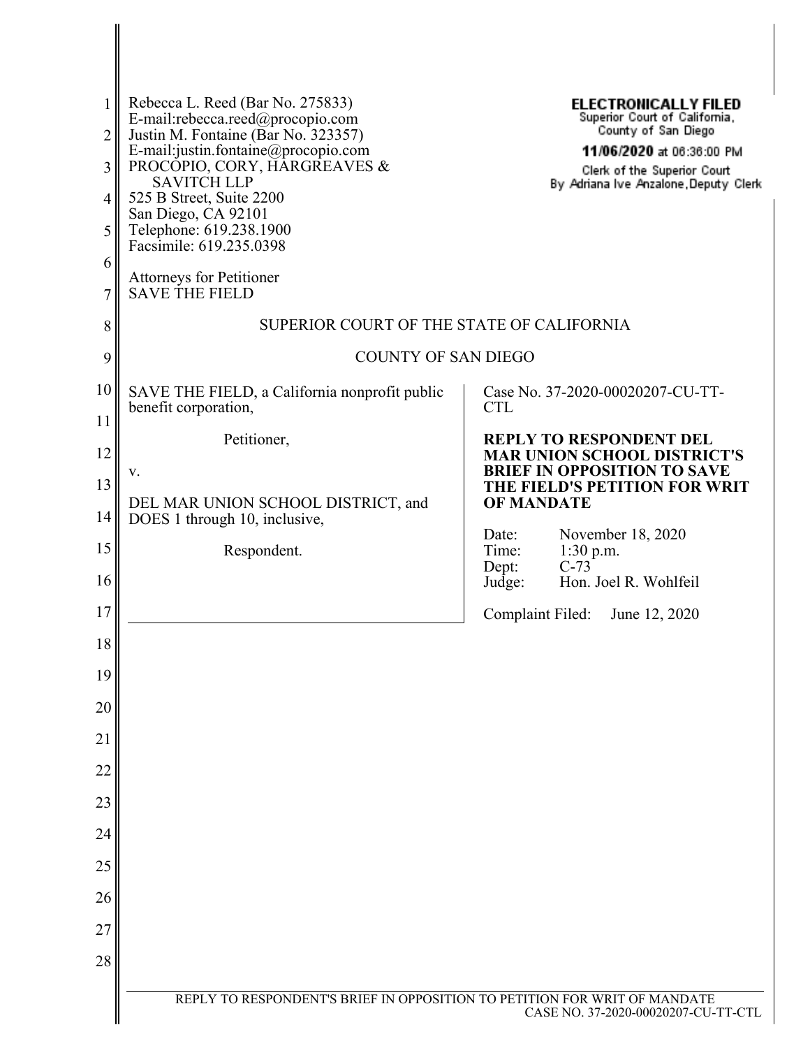Rebecca L. Reed (Bar No. 275833)
E-mail:rebecca.reed@procopio.com
Justin M. Fontaine (Bar No. 323357)
E-mail:justin.fontaine@procopio.com
PROCOPIO, CORY, HARGREAVES & SAVITCH LLP
525 B Street, Suite 2200
San Diego, CA 92101
Telephone: 619.238.1900
Facsimile: 619.235.0398

Attorneys for Petitioner
SAVE THE FIELD

**ELECTRONICALLY FILED**
Superior Court of California, County of San Diego
**11/06/2020** at 06:36:00 PM
Clerk of the Superior Court
By Adriana Ive Anzalone, Deputy Clerk

SUPERIOR COURT OF THE STATE OF CALIFORNIA

COUNTY OF SAN DIEGO

SAVE THE FIELD, a California nonprofit public benefit corporation,

Petitioner,

v.

DEL MAR UNION SCHOOL DISTRICT, and DOES 1 through 10, inclusive,

Respondent.

Case No. 37-2020-00020207-CU-TT-CTL

**REPLY TO RESPONDENT DEL MAR UNION SCHOOL DISTRICT'S BRIEF IN OPPOSITION TO SAVE THE FIELD'S PETITION FOR WRIT OF MANDATE**

Date: November 18, 2020
Time: 1:30 p.m.
Dept: C-73
Judge: Hon. Joel R. Wohlfeil

Complaint Filed: June 12, 2020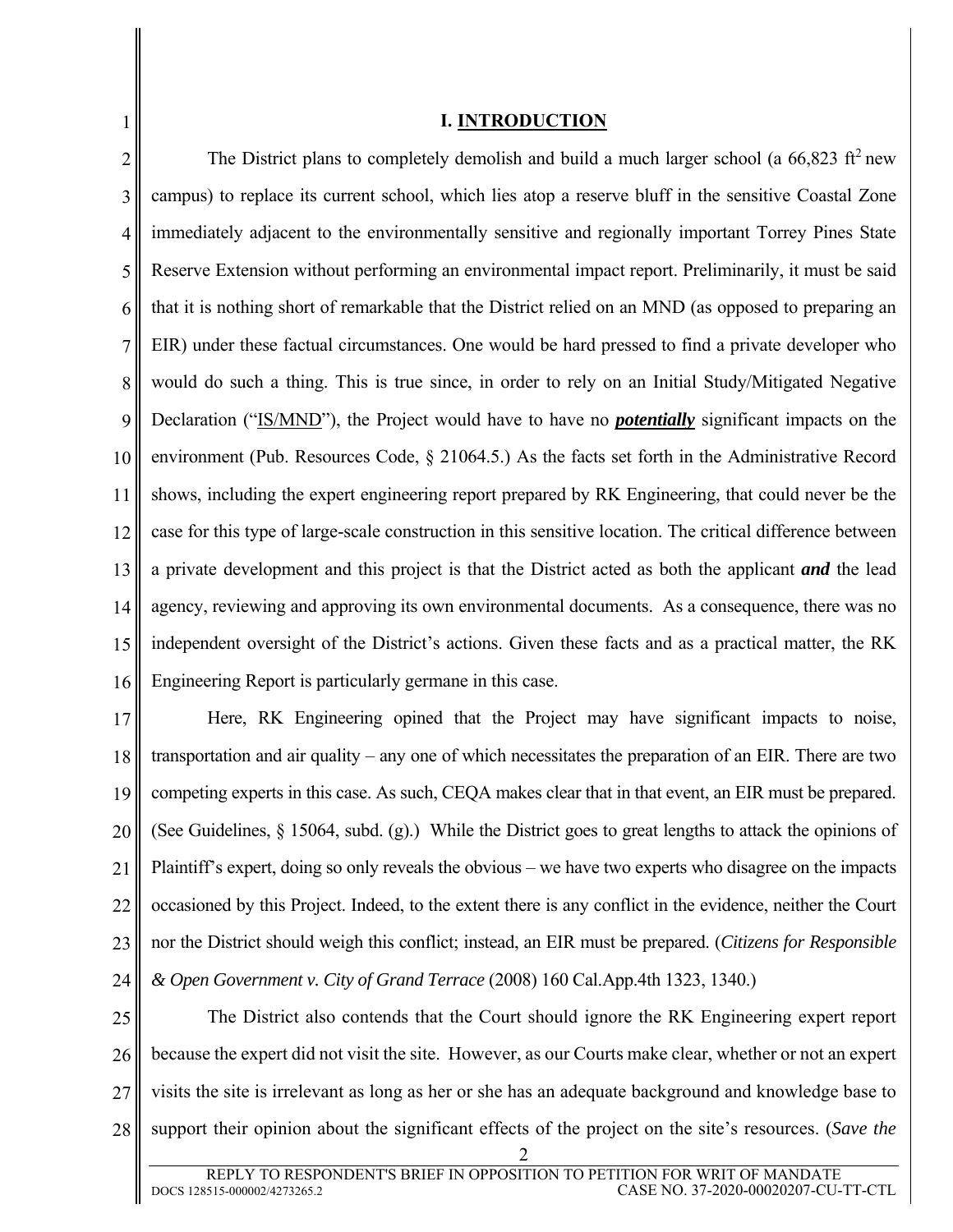## I. INTRODUCTION

The District plans to completely demolish and build a much larger school (a 66,823 $ft^2$ new campus) to replace its current school, which lies atop a reserve bluff in the sensitive Coastal Zone immediately adjacent to the environmentally sensitive and regionally important Torrey Pines State Reserve Extension without performing an environmental impact report. Preliminarily, it must be said that it is nothing short of remarkable that the District relied on an MND (as opposed to preparing an EIR) under these factual circumstances. One would be hard pressed to find a private developer who would do such a thing. This is true since, in order to rely on an Initial Study/Mitigated Negative Declaration ("IS/MND"), the Project would have to have no ***potentially*** significant impacts on the environment (Pub. Resources Code, § 21064.5.) As the facts set forth in the Administrative Record shows, including the expert engineering report prepared by RK Engineering, that could never be the case for this type of large-scale construction in this sensitive location. The critical difference between a private development and this project is that the District acted as both the applicant ***and*** the lead agency, reviewing and approving its own environmental documents. As a consequence, there was no independent oversight of the District's actions. Given these facts and as a practical matter, the RK Engineering Report is particularly germane in this case.

Here, RK Engineering opined that the Project may have significant impacts to noise, transportation and air quality – any one of which necessitates the preparation of an EIR. There are two competing experts in this case. As such, CEQA makes clear that in that event, an EIR must be prepared. (See Guidelines, § 15064, subd. (g).) While the District goes to great lengths to attack the opinions of Plaintiff's expert, doing so only reveals the obvious – we have two experts who disagree on the impacts occasioned by this Project. Indeed, to the extent there is any conflict in the evidence, neither the Court nor the District should weigh this conflict; instead, an EIR must be prepared. (*Citizens for Responsible & Open Government v. City of Grand Terrace* (2008) 160 Cal.App.4th 1323, 1340.)

The District also contends that the Court should ignore the RK Engineering expert report because the expert did not visit the site. However, as our Courts make clear, whether or not an expert visits the site is irrelevant as long as her or she has an adequate background and knowledge base to support their opinion about the significant effects of the project on the site's resources. (*Save the*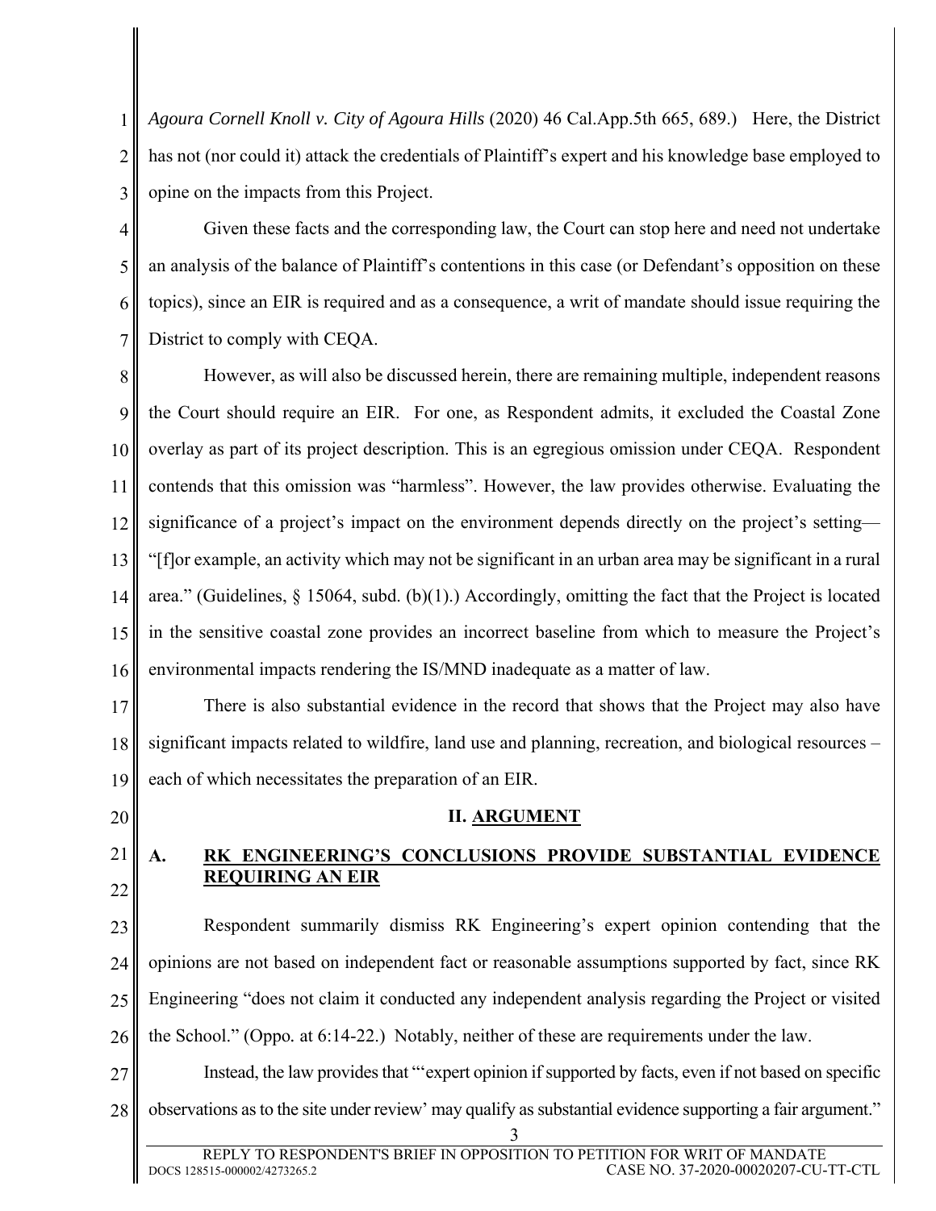*Agoura Cornell Knoll v. City of Agoura Hills* (2020) 46 Cal.App.5th 665, 689.) Here, the District has not (nor could it) attack the credentials of Plaintiff's expert and his knowledge base employed to opine on the impacts from this Project.

Given these facts and the corresponding law, the Court can stop here and need not undertake an analysis of the balance of Plaintiff's contentions in this case (or Defendant's opposition on these topics), since an EIR is required and as a consequence, a writ of mandate should issue requiring the District to comply with CEQA.

However, as will also be discussed herein, there are remaining multiple, independent reasons the Court should require an EIR. For one, as Respondent admits, it excluded the Coastal Zone overlay as part of its project description. This is an egregious omission under CEQA. Respondent contends that this omission was "harmless". However, the law provides otherwise. Evaluating the significance of a project's impact on the environment depends directly on the project's setting— "[f]or example, an activity which may not be significant in an urban area may be significant in a rural area." (Guidelines, § 15064, subd. (b)(1).) Accordingly, omitting the fact that the Project is located in the sensitive coastal zone provides an incorrect baseline from which to measure the Project's environmental impacts rendering the IS/MND inadequate as a matter of law.

There is also substantial evidence in the record that shows that the Project may also have significant impacts related to wildfire, land use and planning, recreation, and biological resources – each of which necessitates the preparation of an EIR.

## II. ARGUMENT

### A. RK ENGINEERING'S CONCLUSIONS PROVIDE SUBSTANTIAL EVIDENCE REQUIRING AN EIR

Respondent summarily dismiss RK Engineering's expert opinion contending that the opinions are not based on independent fact or reasonable assumptions supported by fact, since RK Engineering "does not claim it conducted any independent analysis regarding the Project or visited the School." (Oppo. at 6:14-22.) Notably, neither of these are requirements under the law.

Instead, the law provides that "'expert opinion if supported by facts, even if not based on specific observations as to the site under review' may qualify as substantial evidence supporting a fair argument."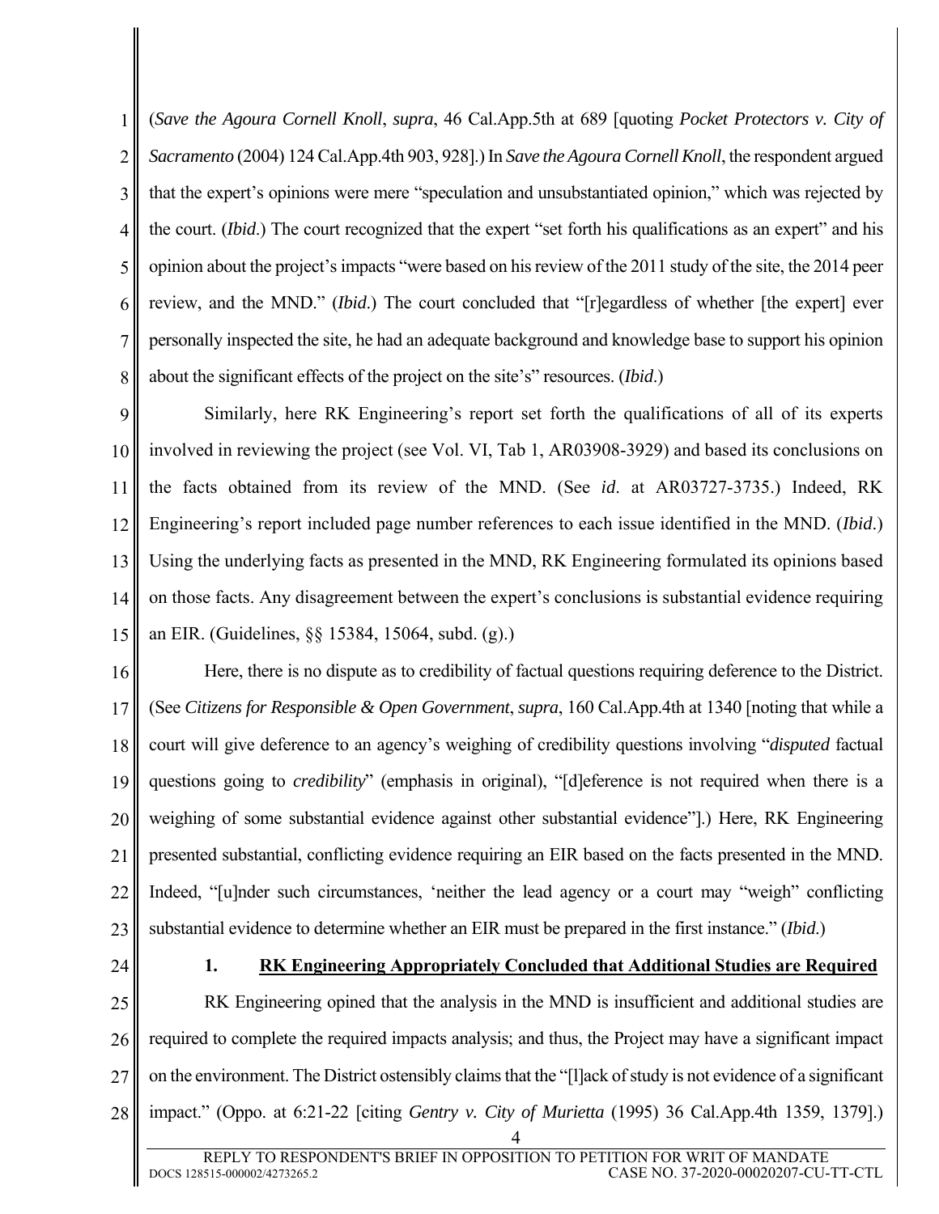(*Save the Agoura Cornell Knoll*, *supra*, 46 Cal.App.5th at 689 [quoting *Pocket Protectors v. City of Sacramento* (2004) 124 Cal.App.4th 903, 928].) In *Save the Agoura Cornell Knoll*, the respondent argued that the expert's opinions were mere "speculation and unsubstantiated opinion," which was rejected by the court. (*Ibid*.) The court recognized that the expert "set forth his qualifications as an expert" and his opinion about the project's impacts "were based on his review of the 2011 study of the site, the 2014 peer review, and the MND." (*Ibid*.) The court concluded that "[r]egardless of whether [the expert] ever personally inspected the site, he had an adequate background and knowledge base to support his opinion about the significant effects of the project on the site's" resources. (*Ibid*.)

Similarly, here RK Engineering's report set forth the qualifications of all of its experts involved in reviewing the project (see Vol. VI, Tab 1, AR03908-3929) and based its conclusions on the facts obtained from its review of the MND. (See *id*. at AR03727-3735.) Indeed, RK Engineering's report included page number references to each issue identified in the MND. (*Ibid*.) Using the underlying facts as presented in the MND, RK Engineering formulated its opinions based on those facts. Any disagreement between the expert's conclusions is substantial evidence requiring an EIR. (Guidelines, §§ 15384, 15064, subd. (g).)

Here, there is no dispute as to credibility of factual questions requiring deference to the District. (See *Citizens for Responsible & Open Government*, *supra*, 160 Cal.App.4th at 1340 [noting that while a court will give deference to an agency's weighing of credibility questions involving "*disputed* factual questions going to *credibility*" (emphasis in original), "[d]eference is not required when there is a weighing of some substantial evidence against other substantial evidence"].) Here, RK Engineering presented substantial, conflicting evidence requiring an EIR based on the facts presented in the MND. Indeed, "[u]nder such circumstances, 'neither the lead agency or a court may "weigh" conflicting substantial evidence to determine whether an EIR must be prepared in the first instance." (*Ibid*.)

**1. <u>RK Engineering Appropriately Concluded that Additional Studies are Required</u>**

RK Engineering opined that the analysis in the MND is insufficient and additional studies are required to complete the required impacts analysis; and thus, the Project may have a significant impact on the environment. The District ostensibly claims that the "[l]ack of study is not evidence of a significant impact." (Oppo. at 6:21-22 [citing *Gentry v. City of Murietta* (1995) 36 Cal.App.4th 1359, 1379].)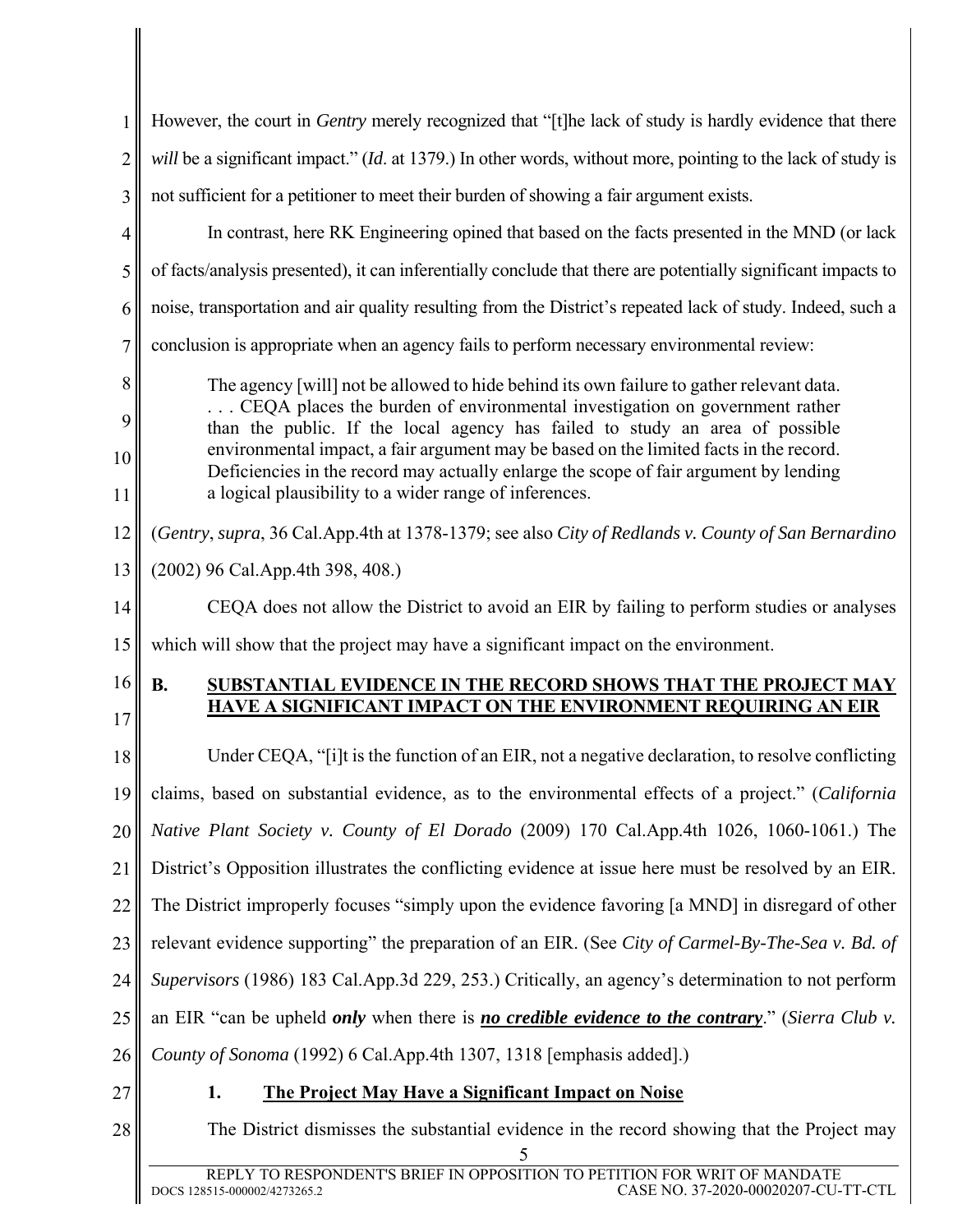However, the court in *Gentry* merely recognized that "[t]he lack of study is hardly evidence that there *will* be a significant impact." (*Id*. at 1379.) In other words, without more, pointing to the lack of study is not sufficient for a petitioner to meet their burden of showing a fair argument exists.

In contrast, here RK Engineering opined that based on the facts presented in the MND (or lack of facts/analysis presented), it can inferentially conclude that there are potentially significant impacts to noise, transportation and air quality resulting from the District's repeated lack of study. Indeed, such a conclusion is appropriate when an agency fails to perform necessary environmental review:

> The agency [will] not be allowed to hide behind its own failure to gather relevant data. . . . CEQA places the burden of environmental investigation on government rather than the public. If the local agency has failed to study an area of possible environmental impact, a fair argument may be based on the limited facts in the record. Deficiencies in the record may actually enlarge the scope of fair argument by lending a logical plausibility to a wider range of inferences.

(*Gentry*, *supra*, 36 Cal.App.4th at 1378-1379; see also *City of Redlands v. County of San Bernardino* (2002) 96 Cal.App.4th 398, 408.)

CEQA does not allow the District to avoid an EIR by failing to perform studies or analyses which will show that the project may have a significant impact on the environment.

## B. SUBSTANTIAL EVIDENCE IN THE RECORD SHOWS THAT THE PROJECT MAY HAVE A SIGNIFICANT IMPACT ON THE ENVIRONMENT REQUIRING AN EIR

Under CEQA, "[i]t is the function of an EIR, not a negative declaration, to resolve conflicting claims, based on substantial evidence, as to the environmental effects of a project." (*California Native Plant Society v. County of El Dorado* (2009) 170 Cal.App.4th 1026, 1060-1061.) The District's Opposition illustrates the conflicting evidence at issue here must be resolved by an EIR. The District improperly focuses "simply upon the evidence favoring [a MND] in disregard of other relevant evidence supporting" the preparation of an EIR. (See *City of Carmel-By-The-Sea v. Bd. of Supervisors* (1986) 183 Cal.App.3d 229, 253.) Critically, an agency's determination to not perform an EIR "can be upheld ***only*** when there is ***no credible evidence to the contrary***." (*Sierra Club v. County of Sonoma* (1992) 6 Cal.App.4th 1307, 1318 [emphasis added].)

### 1. The Project May Have a Significant Impact on Noise

The District dismisses the substantial evidence in the record showing that the Project may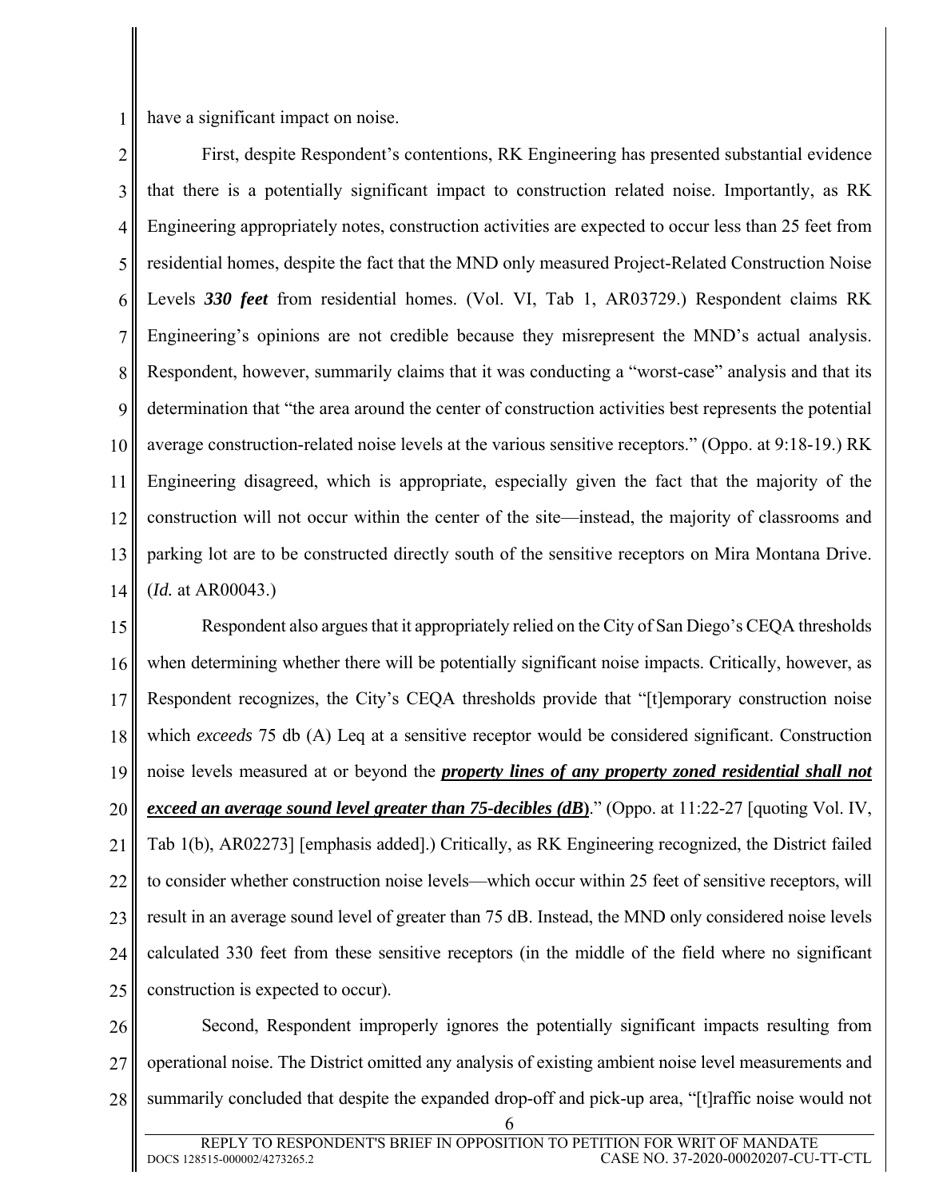have a significant impact on noise.

First, despite Respondent's contentions, RK Engineering has presented substantial evidence that there is a potentially significant impact to construction related noise. Importantly, as RK Engineering appropriately notes, construction activities are expected to occur less than 25 feet from residential homes, despite the fact that the MND only measured Project-Related Construction Noise Levels ***330 feet*** from residential homes. (Vol. VI, Tab 1, AR03729.) Respondent claims RK Engineering's opinions are not credible because they misrepresent the MND's actual analysis. Respondent, however, summarily claims that it was conducting a "worst-case" analysis and that its determination that "the area around the center of construction activities best represents the potential average construction-related noise levels at the various sensitive receptors." (Oppo. at 9:18-19.) RK Engineering disagreed, which is appropriate, especially given the fact that the majority of the construction will not occur within the center of the site—instead, the majority of classrooms and parking lot are to be constructed directly south of the sensitive receptors on Mira Montana Drive. (*Id.* at AR00043.)

Respondent also argues that it appropriately relied on the City of San Diego's CEQA thresholds when determining whether there will be potentially significant noise impacts. Critically, however, as Respondent recognizes, the City's CEQA thresholds provide that "[t]emporary construction noise which *exceeds* 75 db (A) Leq at a sensitive receptor would be considered significant. Construction noise levels measured at or beyond the ***<u>property lines of any property zoned residential shall not exceed an average sound level greater than 75-decibles (dB)</u>***." (Oppo. at 11:22-27 [quoting Vol. IV, Tab 1(b), AR02273] [emphasis added].) Critically, as RK Engineering recognized, the District failed to consider whether construction noise levels—which occur within 25 feet of sensitive receptors, will result in an average sound level of greater than 75 dB. Instead, the MND only considered noise levels calculated 330 feet from these sensitive receptors (in the middle of the field where no significant construction is expected to occur).

Second, Respondent improperly ignores the potentially significant impacts resulting from operational noise. The District omitted any analysis of existing ambient noise level measurements and summarily concluded that despite the expanded drop-off and pick-up area, "[t]raffic noise would not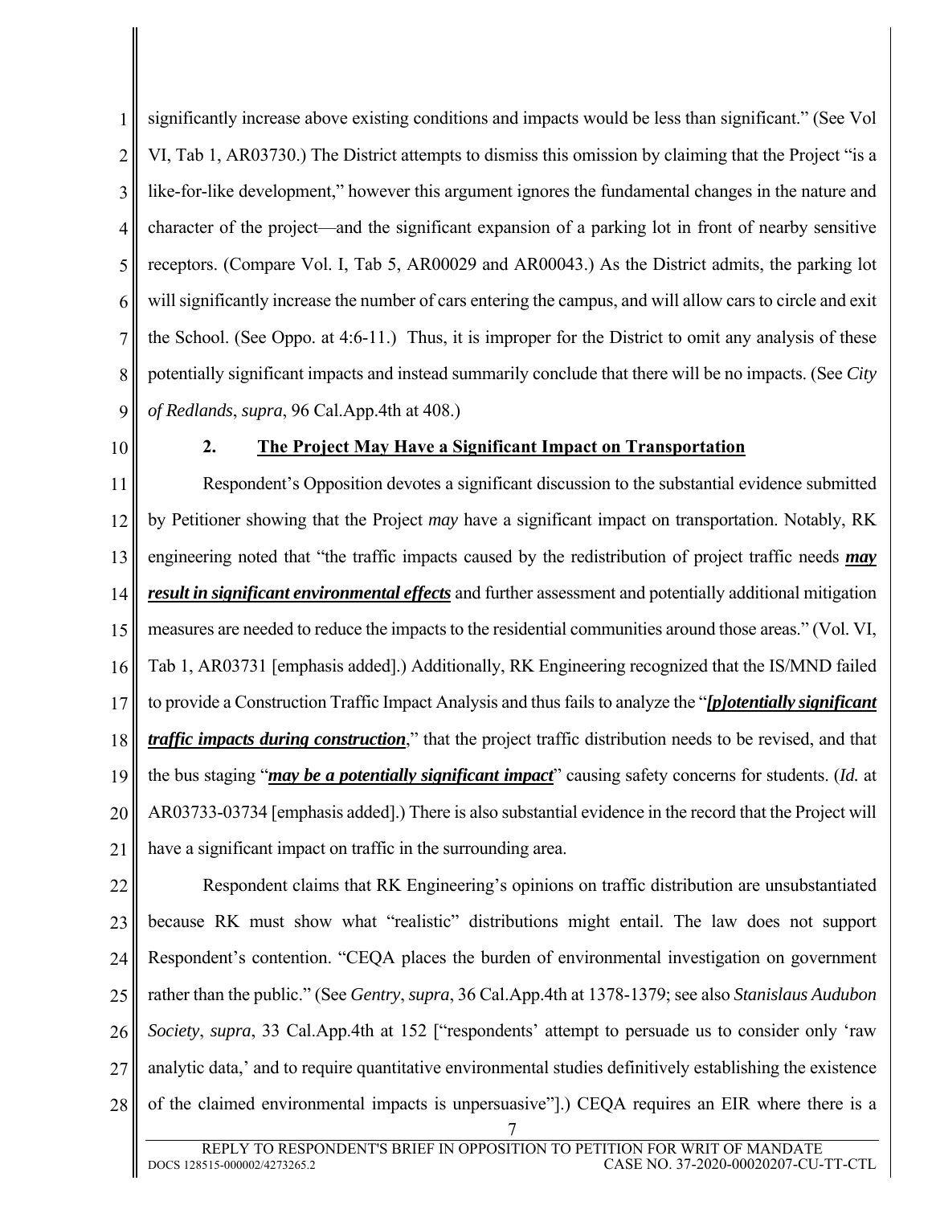significantly increase above existing conditions and impacts would be less than significant." (See Vol VI, Tab 1, AR03730.) The District attempts to dismiss this omission by claiming that the Project "is a like-for-like development," however this argument ignores the fundamental changes in the nature and character of the project—and the significant expansion of a parking lot in front of nearby sensitive receptors. (Compare Vol. I, Tab 5, AR00029 and AR00043.) As the District admits, the parking lot will significantly increase the number of cars entering the campus, and will allow cars to circle and exit the School. (See Oppo. at 4:6-11.) Thus, it is improper for the District to omit any analysis of these potentially significant impacts and instead summarily conclude that there will be no impacts. (See *City of Redlands*, *supra*, 96 Cal.App.4th at 408.)

### 2. The Project May Have a Significant Impact on Transportation

Respondent's Opposition devotes a significant discussion to the substantial evidence submitted by Petitioner showing that the Project *may* have a significant impact on transportation. Notably, RK engineering noted that "the traffic impacts caused by the redistribution of project traffic needs ***may result in significant environmental effects*** and further assessment and potentially additional mitigation measures are needed to reduce the impacts to the residential communities around those areas." (Vol. VI, Tab 1, AR03731 [emphasis added].) Additionally, RK Engineering recognized that the IS/MND failed to provide a Construction Traffic Impact Analysis and thus fails to analyze the "***[p]otentially significant traffic impacts during construction***," that the project traffic distribution needs to be revised, and that the bus staging "***may be a potentially significant impact***" causing safety concerns for students. (*Id.* at AR03733-03734 [emphasis added].) There is also substantial evidence in the record that the Project will have a significant impact on traffic in the surrounding area.

Respondent claims that RK Engineering's opinions on traffic distribution are unsubstantiated because RK must show what "realistic" distributions might entail. The law does not support Respondent's contention. "CEQA places the burden of environmental investigation on government rather than the public." (See *Gentry*, *supra*, 36 Cal.App.4th at 1378-1379; see also *Stanislaus Audubon Society*, *supra*, 33 Cal.App.4th at 152 ["respondents' attempt to persuade us to consider only 'raw analytic data,' and to require quantitative environmental studies definitively establishing the existence of the claimed environmental impacts is unpersuasive"].) CEQA requires an EIR where there is a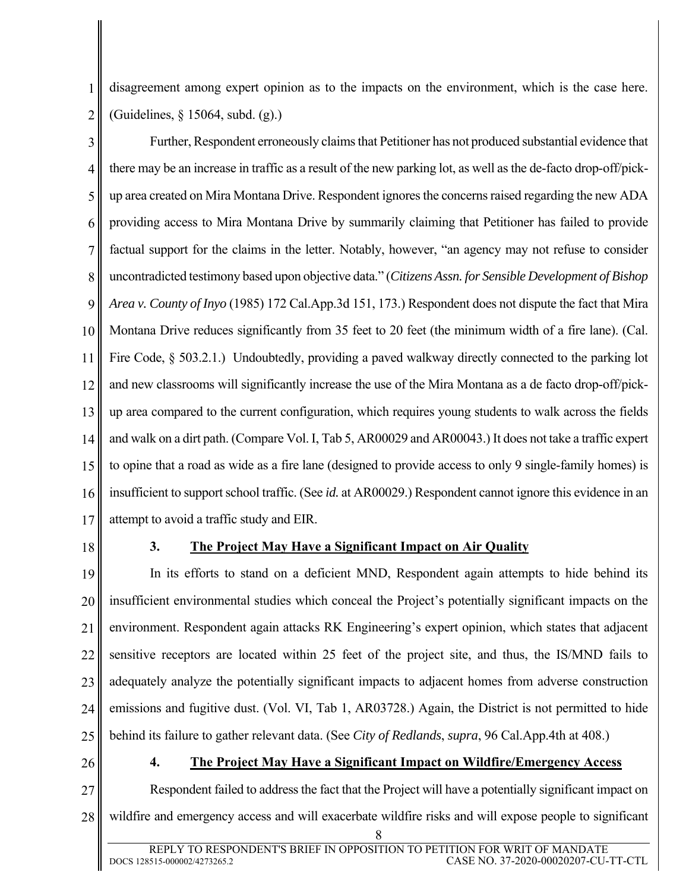disagreement among expert opinion as to the impacts on the environment, which is the case here. (Guidelines, § 15064, subd. (g).)

Further, Respondent erroneously claims that Petitioner has not produced substantial evidence that there may be an increase in traffic as a result of the new parking lot, as well as the de-facto drop-off/pick-up area created on Mira Montana Drive. Respondent ignores the concerns raised regarding the new ADA providing access to Mira Montana Drive by summarily claiming that Petitioner has failed to provide factual support for the claims in the letter. Notably, however, "an agency may not refuse to consider uncontradicted testimony based upon objective data." (*Citizens Assn. for Sensible Development of Bishop Area v. County of Inyo* (1985) 172 Cal.App.3d 151, 173.) Respondent does not dispute the fact that Mira Montana Drive reduces significantly from 35 feet to 20 feet (the minimum width of a fire lane). (Cal. Fire Code, § 503.2.1.) Undoubtedly, providing a paved walkway directly connected to the parking lot and new classrooms will significantly increase the use of the Mira Montana as a de facto drop-off/pick-up area compared to the current configuration, which requires young students to walk across the fields and walk on a dirt path. (Compare Vol. I, Tab 5, AR00029 and AR00043.) It does not take a traffic expert to opine that a road as wide as a fire lane (designed to provide access to only 9 single-family homes) is insufficient to support school traffic. (See *id.* at AR00029.) Respondent cannot ignore this evidence in an attempt to avoid a traffic study and EIR.

### 3. The Project May Have a Significant Impact on Air Quality

In its efforts to stand on a deficient MND, Respondent again attempts to hide behind its insufficient environmental studies which conceal the Project's potentially significant impacts on the environment. Respondent again attacks RK Engineering's expert opinion, which states that adjacent sensitive receptors are located within 25 feet of the project site, and thus, the IS/MND fails to adequately analyze the potentially significant impacts to adjacent homes from adverse construction emissions and fugitive dust. (Vol. VI, Tab 1, AR03728.) Again, the District is not permitted to hide behind its failure to gather relevant data. (See *City of Redlands*, *supra*, 96 Cal.App.4th at 408.)

### 4. The Project May Have a Significant Impact on Wildfire/Emergency Access

Respondent failed to address the fact that the Project will have a potentially significant impact on wildfire and emergency access and will exacerbate wildfire risks and will expose people to significant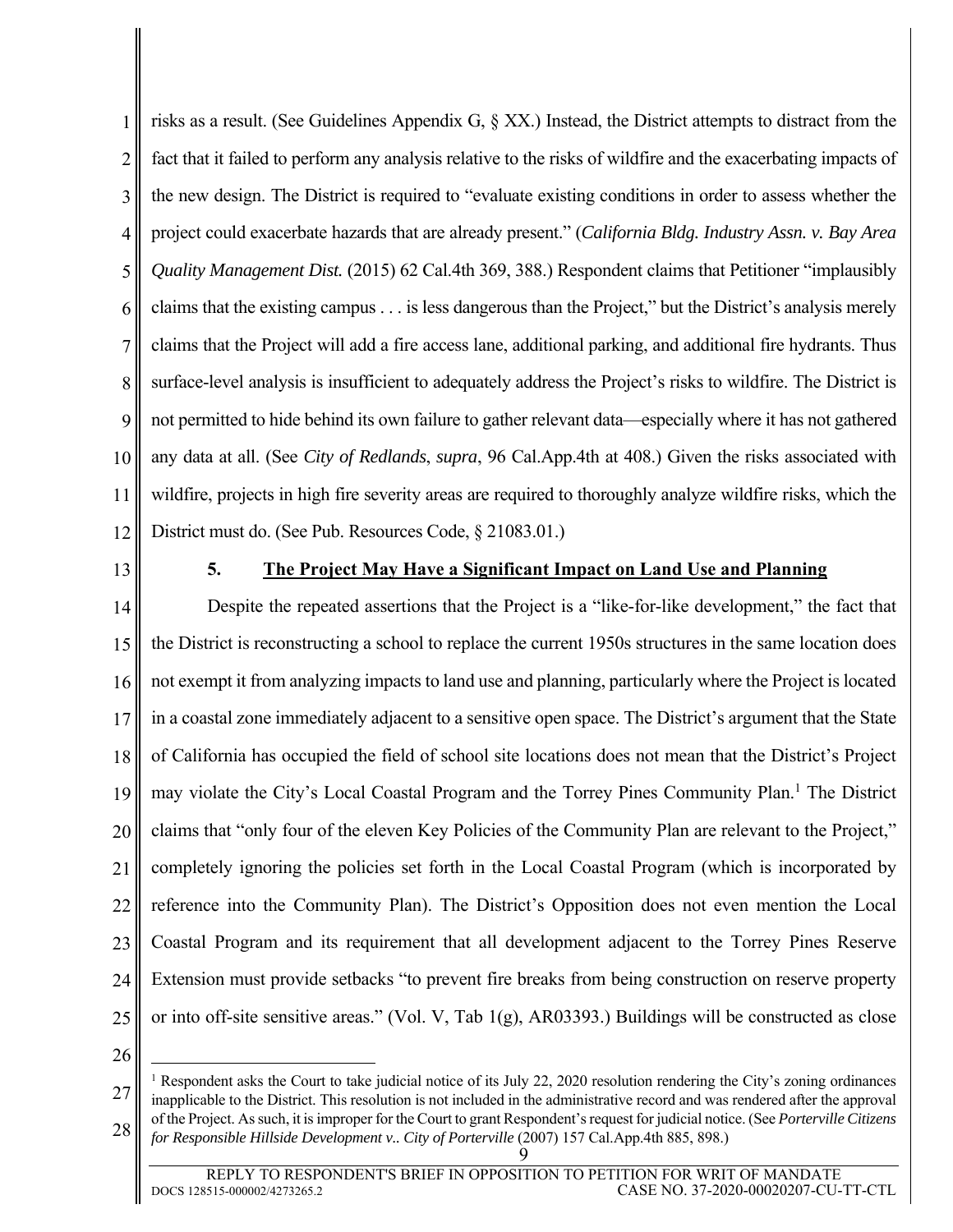risks as a result. (See Guidelines Appendix G, § XX.) Instead, the District attempts to distract from the fact that it failed to perform any analysis relative to the risks of wildfire and the exacerbating impacts of the new design. The District is required to "evaluate existing conditions in order to assess whether the project could exacerbate hazards that are already present." (*California Bldg. Industry Assn. v. Bay Area Quality Management Dist.* (2015) 62 Cal.4th 369, 388.) Respondent claims that Petitioner "implausibly claims that the existing campus . . . is less dangerous than the Project," but the District's analysis merely claims that the Project will add a fire access lane, additional parking, and additional fire hydrants. Thus surface-level analysis is insufficient to adequately address the Project's risks to wildfire. The District is not permitted to hide behind its own failure to gather relevant data—especially where it has not gathered any data at all. (See *City of Redlands*, *supra*, 96 Cal.App.4th at 408.) Given the risks associated with wildfire, projects in high fire severity areas are required to thoroughly analyze wildfire risks, which the District must do. (See Pub. Resources Code, § 21083.01.)

### 5. **The Project May Have a Significant Impact on Land Use and Planning**

Despite the repeated assertions that the Project is a "like-for-like development," the fact that the District is reconstructing a school to replace the current 1950s structures in the same location does not exempt it from analyzing impacts to land use and planning, particularly where the Project is located in a coastal zone immediately adjacent to a sensitive open space. The District's argument that the State of California has occupied the field of school site locations does not mean that the District's Project may violate the City's Local Coastal Program and the Torrey Pines Community Plan.[1] The District claims that "only four of the eleven Key Policies of the Community Plan are relevant to the Project," completely ignoring the policies set forth in the Local Coastal Program (which is incorporated by reference into the Community Plan). The District's Opposition does not even mention the Local Coastal Program and its requirement that all development adjacent to the Torrey Pines Reserve Extension must provide setbacks "to prevent fire breaks from being construction on reserve property or into off-site sensitive areas." (Vol. V, Tab 1(g), AR03393.) Buildings will be constructed as close

---

[1] Respondent asks the Court to take judicial notice of its July 22, 2020 resolution rendering the City's zoning ordinances inapplicable to the District. This resolution is not included in the administrative record and was rendered after the approval of the Project. As such, it is improper for the Court to grant Respondent's request for judicial notice. (See *Porterville Citizens for Responsible Hillside Development v.. City of Porterville* (2007) 157 Cal.App.4th 885, 898.)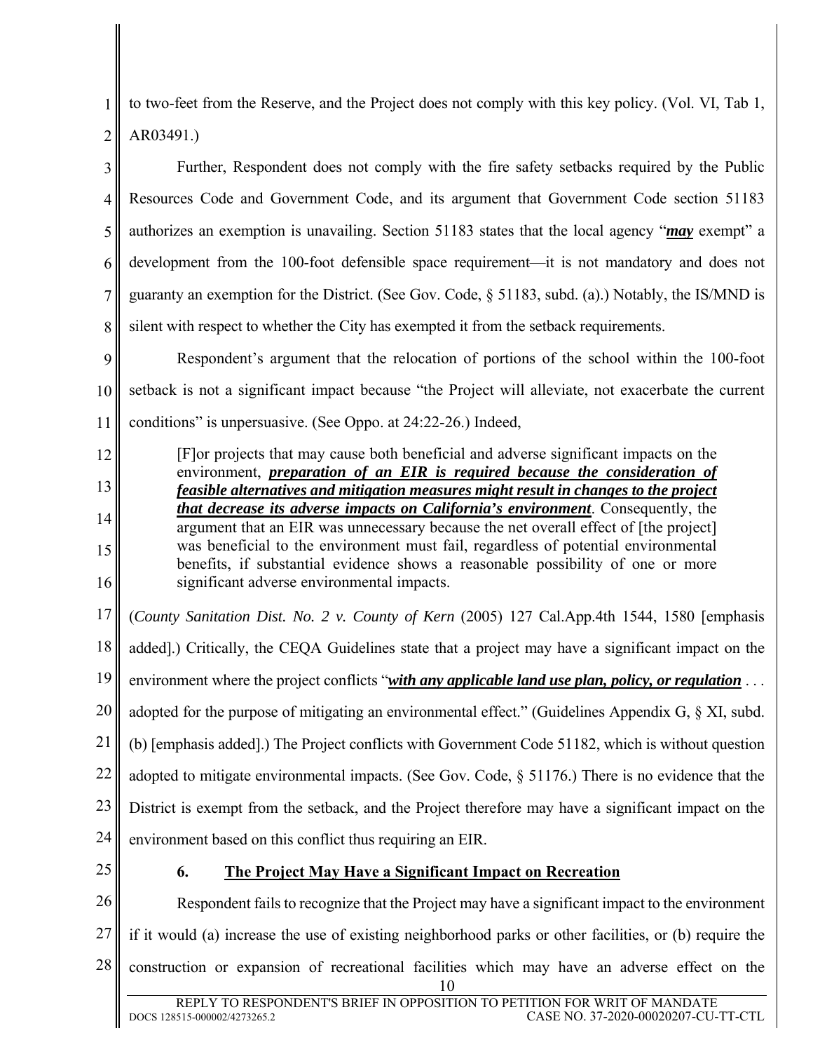to two-feet from the Reserve, and the Project does not comply with this key policy. (Vol. VI, Tab 1, AR03491.)

Further, Respondent does not comply with the fire safety setbacks required by the Public Resources Code and Government Code, and its argument that Government Code section 51183 authorizes an exemption is unavailing. Section 51183 states that the local agency "***may*** exempt" a development from the 100-foot defensible space requirement—it is not mandatory and does not guaranty an exemption for the District. (See Gov. Code, § 51183, subd. (a).) Notably, the IS/MND is silent with respect to whether the City has exempted it from the setback requirements.

Respondent's argument that the relocation of portions of the school within the 100-foot setback is not a significant impact because "the Project will alleviate, not exacerbate the current conditions" is unpersuasive. (See Oppo. at 24:22-26.) Indeed,

> [F]or projects that may cause both beneficial and adverse significant impacts on the environment, ***preparation of an EIR is required because the consideration of feasible alternatives and mitigation measures might result in changes to the project that decrease its adverse impacts on California's environment***. Consequently, the argument that an EIR was unnecessary because the net overall effect of [the project] was beneficial to the environment must fail, regardless of potential environmental benefits, if substantial evidence shows a reasonable possibility of one or more significant adverse environmental impacts.

(*County Sanitation Dist. No. 2 v. County of Kern* (2005) 127 Cal.App.4th 1544, 1580 [emphasis added].) Critically, the CEQA Guidelines state that a project may have a significant impact on the environment where the project conflicts "***with any applicable land use plan, policy, or regulation*** . . . adopted for the purpose of mitigating an environmental effect." (Guidelines Appendix G, § XI, subd. (b) [emphasis added].) The Project conflicts with Government Code 51182, which is without question adopted to mitigate environmental impacts. (See Gov. Code, § 51176.) There is no evidence that the District is exempt from the setback, and the Project therefore may have a significant impact on the environment based on this conflict thus requiring an EIR.

#### 6. The Project May Have a Significant Impact on Recreation

Respondent fails to recognize that the Project may have a significant impact to the environment if it would (a) increase the use of existing neighborhood parks or other facilities, or (b) require the construction or expansion of recreational facilities which may have an adverse effect on the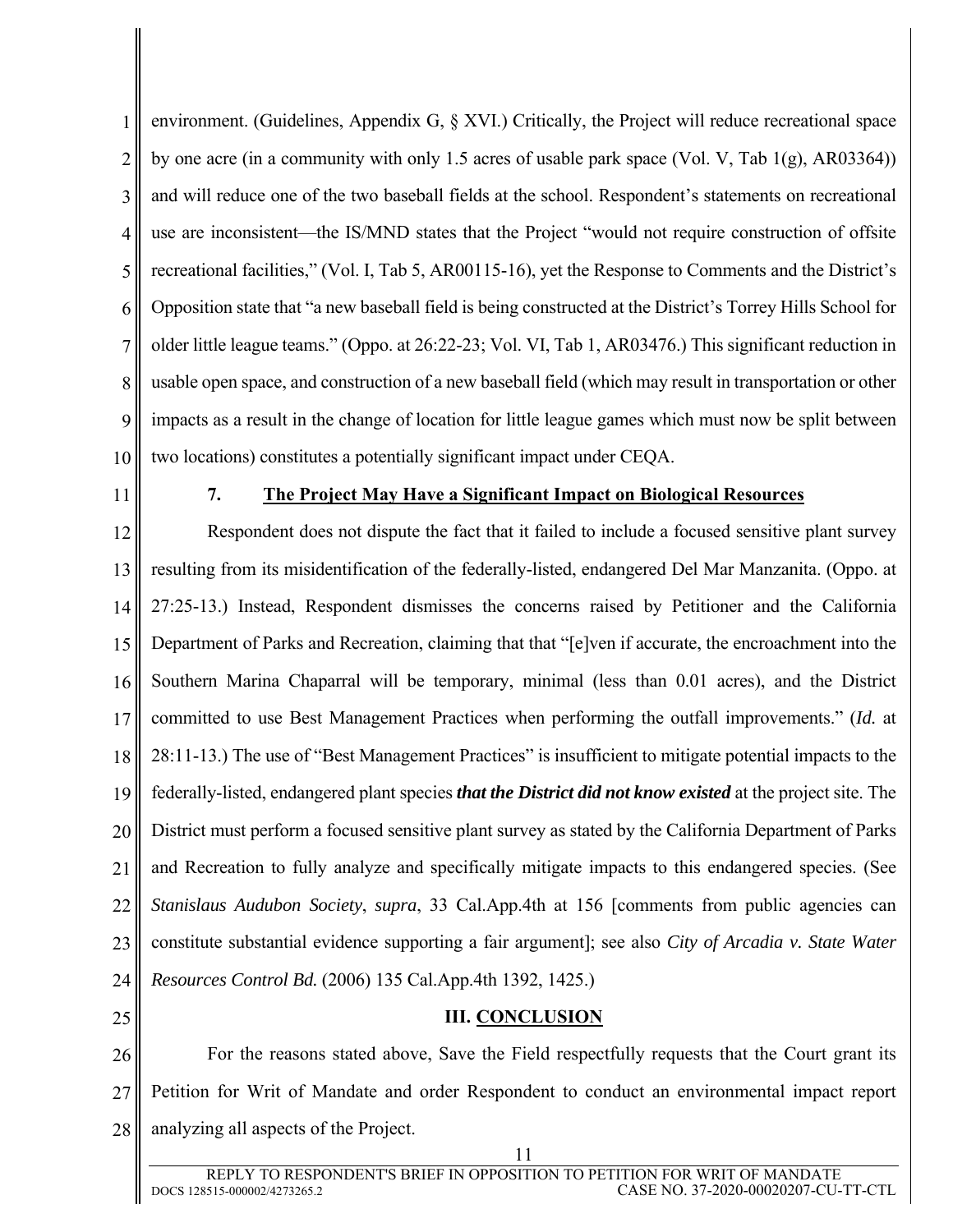environment. (Guidelines, Appendix G, § XVI.) Critically, the Project will reduce recreational space by one acre (in a community with only 1.5 acres of usable park space (Vol. V, Tab 1(g), AR03364)) and will reduce one of the two baseball fields at the school. Respondent's statements on recreational use are inconsistent—the IS/MND states that the Project "would not require construction of offsite recreational facilities," (Vol. I, Tab 5, AR00115-16), yet the Response to Comments and the District's Opposition state that "a new baseball field is being constructed at the District's Torrey Hills School for older little league teams." (Oppo. at 26:22-23; Vol. VI, Tab 1, AR03476.) This significant reduction in usable open space, and construction of a new baseball field (which may result in transportation or other impacts as a result in the change of location for little league games which must now be split between two locations) constitutes a potentially significant impact under CEQA.

**7. <u>The Project May Have a Significant Impact on Biological Resources</u>**

Respondent does not dispute the fact that it failed to include a focused sensitive plant survey resulting from its misidentification of the federally-listed, endangered Del Mar Manzanita. (Oppo. at 27:25-13.) Instead, Respondent dismisses the concerns raised by Petitioner and the California Department of Parks and Recreation, claiming that that "[e]ven if accurate, the encroachment into the Southern Marina Chaparral will be temporary, minimal (less than 0.01 acres), and the District committed to use Best Management Practices when performing the outfall improvements." (*Id.* at 28:11-13.) The use of "Best Management Practices" is insufficient to mitigate potential impacts to the federally-listed, endangered plant species ***that the District did not know existed*** at the project site. The District must perform a focused sensitive plant survey as stated by the California Department of Parks and Recreation to fully analyze and specifically mitigate impacts to this endangered species. (See *Stanislaus Audubon Society*, *supra*, 33 Cal.App.4th at 156 [comments from public agencies can constitute substantial evidence supporting a fair argument]; see also *City of Arcadia v. State Water Resources Control Bd.* (2006) 135 Cal.App.4th 1392, 1425.)

## III. <u>CONCLUSION</u>

For the reasons stated above, Save the Field respectfully requests that the Court grant its Petition for Writ of Mandate and order Respondent to conduct an environmental impact report analyzing all aspects of the Project.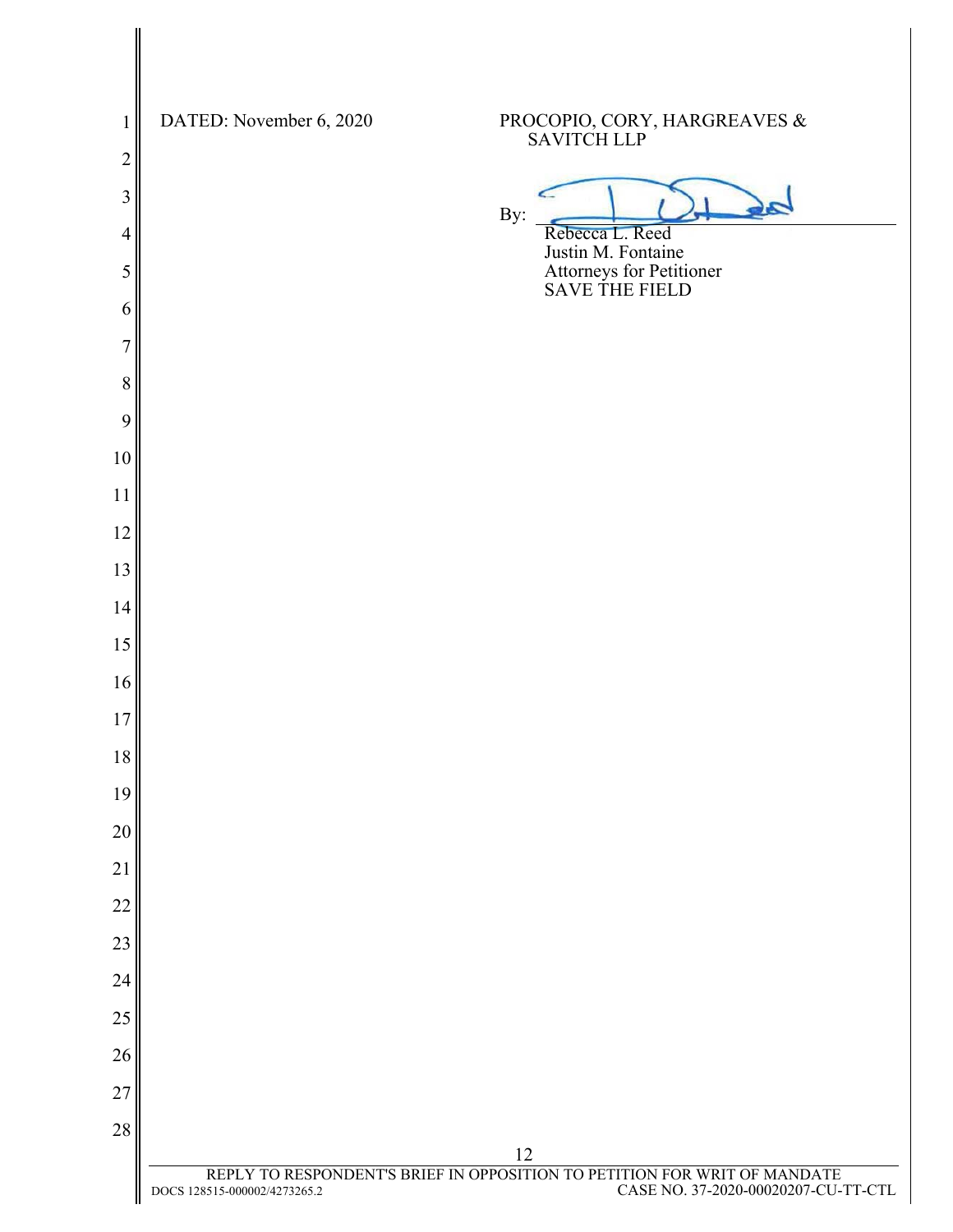DATED: November 6, 2020

PROCOPIO, CORY, HARGREAVES & SAVITCH LLP

By: ______________________

Rebecca L. Reed
Justin M. Fontaine
Attorneys for Petitioner
SAVE THE FIELD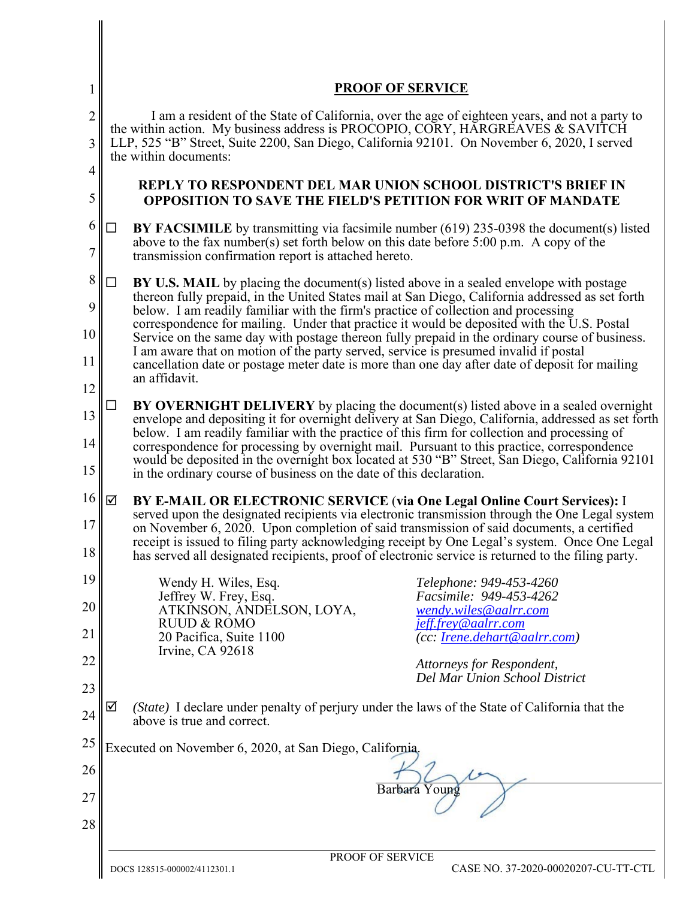# PROOF OF SERVICE

I am a resident of the State of California, over the age of eighteen years, and not a party to the within action. My business address is PROCOPIO, CORY, HARGREAVES & SAVITCH LLP, 525 "B" Street, Suite 2200, San Diego, California 92101. On November 6, 2020, I served the within documents:

**REPLY TO RESPONDENT DEL MAR UNION SCHOOL DISTRICT'S BRIEF IN OPPOSITION TO SAVE THE FIELD'S PETITION FOR WRIT OF MANDATE**

☐ **BY FACSIMILE** by transmitting via facsimile number (619) 235-0398 the document(s) listed above to the fax number(s) set forth below on this date before 5:00 p.m. A copy of the transmission confirmation report is attached hereto.

☐ **BY U.S. MAIL** by placing the document(s) listed above in a sealed envelope with postage thereon fully prepaid, in the United States mail at San Diego, California addressed as set forth below. I am readily familiar with the firm's practice of collection and processing correspondence for mailing. Under that practice it would be deposited with the U.S. Postal Service on the same day with postage thereon fully prepaid in the ordinary course of business. I am aware that on motion of the party served, service is presumed invalid if postal cancellation date or postage meter date is more than one day after date of deposit for mailing an affidavit.

☐ **BY OVERNIGHT DELIVERY** by placing the document(s) listed above in a sealed overnight envelope and depositing it for overnight delivery at San Diego, California, addressed as set forth below. I am readily familiar with the practice of this firm for collection and processing of correspondence for processing by overnight mail. Pursuant to this practice, correspondence would be deposited in the overnight box located at 530 "B" Street, San Diego, California 92101 in the ordinary course of business on the date of this declaration.

☑ **BY E-MAIL OR ELECTRONIC SERVICE (via One Legal Online Court Services):** I served upon the designated recipients via electronic transmission through the One Legal system on November 6, 2020. Upon completion of said transmission of said documents, a certified receipt is issued to filing party acknowledging receipt by One Legal's system. Once One Legal has served all designated recipients, proof of electronic service is returned to the filing party.

Wendy H. Wiles, Esq.
Jeffrey W. Frey, Esq.
ATKINSON, ANDELSON, LOYA, RUUD & ROMO
20 Pacifica, Suite 1100
Irvine, CA 92618

*Telephone: 949-453-4260*
*Facsimile: 949-453-4262*
*wendy.wiles@aalrr.com*
*jeff.frey@aalrr.com*
*(cc: Irene.dehart@aalrr.com)*

*Attorneys for Respondent, Del Mar Union School District*

☑ *(State)* I declare under penalty of perjury under the laws of the State of California that the above is true and correct.

Executed on November 6, 2020, at San Diego, California.

Barbara Young